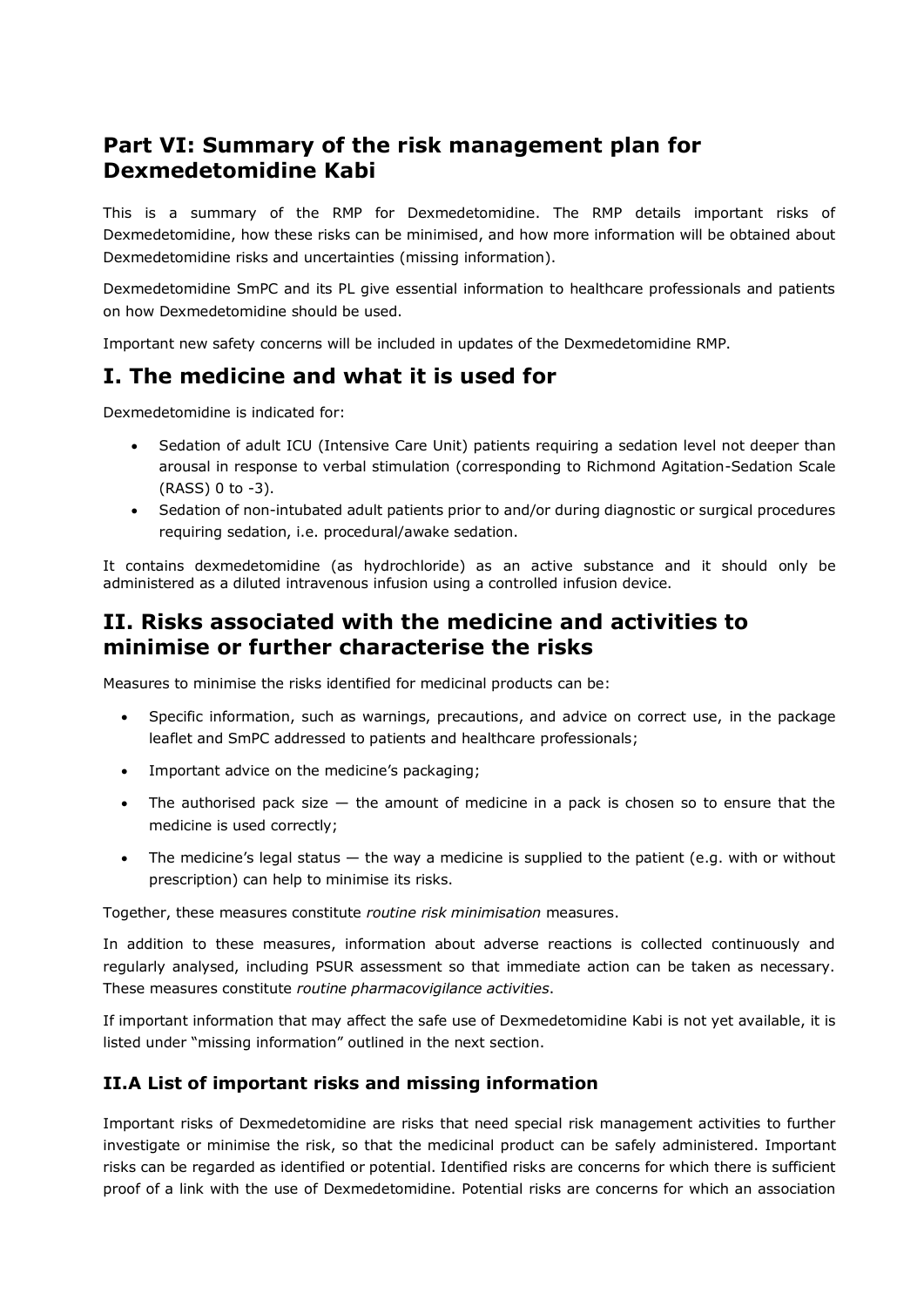# Part VI: Summary of the risk management plan for Dexmedetomidine Kabi

This is a summary of the RMP for Dexmedetomidine. The RMP details important risks of Dexmedetomidine, how these risks can be minimised, and how more information will be obtained about Dexmedetomidine risks and uncertainties (missing information).

Dexmedetomidine SmPC and its PL give essential information to healthcare professionals and patients on how Dexmedetomidine should be used.

Important new safety concerns will be included in updates of the Dexmedetomidine RMP.

## I. The medicine and what it is used for

Dexmedetomidine is indicated for:

- Sedation of adult ICU (Intensive Care Unit) patients requiring a sedation level not deeper than arousal in response to verbal stimulation (corresponding to Richmond Agitation-Sedation Scale (RASS) 0 to -3).
- Sedation of non-intubated adult patients prior to and/or during diagnostic or surgical procedures requiring sedation, i.e. procedural/awake sedation.

It contains dexmedetomidine (as hydrochloride) as an active substance and it should only be administered as a diluted intravenous infusion using a controlled infusion device.

## II. Risks associated with the medicine and activities to minimise or further characterise the risks

Measures to minimise the risks identified for medicinal products can be:

- Specific information, such as warnings, precautions, and advice on correct use, in the package leaflet and SmPC addressed to patients and healthcare professionals;
- Important advice on the medicine's packaging;
- The authorised pack size — the amount of medicine in a pack is chosen so to ensure that the medicine is used correctly;
- The medicine's legal status — the way a medicine is supplied to the patient (e.g. with or without prescription) can help to minimise its risks.

Together, these measures constitute *routine risk minimisation* measures.

In addition to these measures, information about adverse reactions is collected continuously and regularly analysed, including PSUR assessment so that immediate action can be taken as necessary. These measures constitute *routine pharmacovigilance activities*.

If important information that may affect the safe use of Dexmedetomidine Kabi is not yet available, it is listed under "missing information" outlined in the next section.

### II.A List of important risks and missing information

Important risks of Dexmedetomidine are risks that need special risk management activities to further investigate or minimise the risk, so that the medicinal product can be safely administered. Important risks can be regarded as identified or potential. Identified risks are concerns for which there is sufficient proof of a link with the use of Dexmedetomidine. Potential risks are concerns for which an association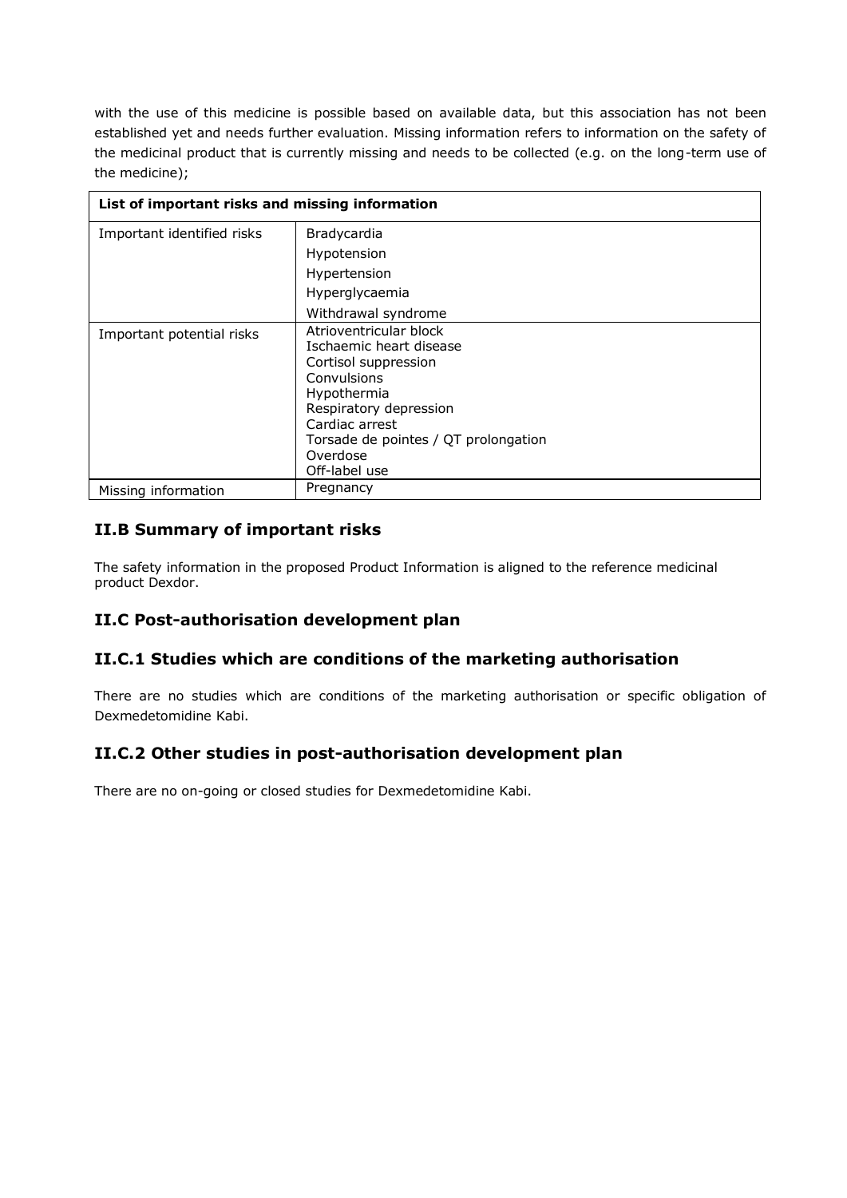with the use of this medicine is possible based on available data, but this association has not been established yet and needs further evaluation. Missing information refers to information on the safety of the medicinal product that is currently missing and needs to be collected (e.g. on the long-term use of the medicine);

| List of important risks and missing information | |
|---|---|
| Important identified risks | Bradycardia<br>Hypotension<br>Hypertension<br>Hyperglycaemia<br>Withdrawal syndrome |
| Important potential risks | Atrioventricular block<br>Ischaemic heart disease<br>Cortisol suppression<br>Convulsions<br>Hypothermia<br>Respiratory depression<br>Cardiac arrest<br>Torsade de pointes / QT prolongation<br>Overdose<br>Off-label use |
| Missing information | Pregnancy |

## II.B Summary of important risks

The safety information in the proposed Product Information is aligned to the reference medicinal product Dexdor.

## II.C Post-authorisation development plan

## II.C.1 Studies which are conditions of the marketing authorisation

There are no studies which are conditions of the marketing authorisation or specific obligation of Dexmedetomidine Kabi.

## II.C.2 Other studies in post-authorisation development plan

There are no on-going or closed studies for Dexmedetomidine Kabi.